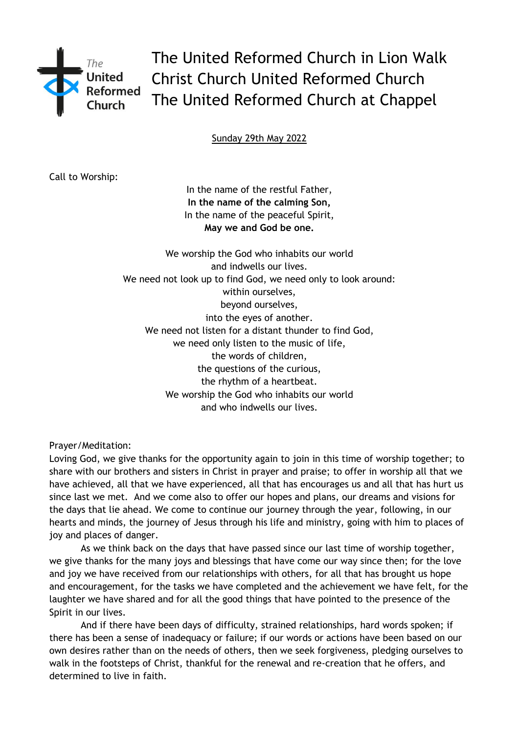The United Reformed Church

# The United Reformed Church in Lion Walk
# Christ Church United Reformed Church
# The United Reformed Church at Chappel

Sunday 29th May 2022

Call to Worship:

In the name of the restful Father,
**In the name of the calming Son,**
In the name of the peaceful Spirit,
**May we and God be one.**

We worship the God who inhabits our world
and indwells our lives.
We need not look up to find God, we need only to look around:
within ourselves,
beyond ourselves,
into the eyes of another.
We need not listen for a distant thunder to find God,
we need only listen to the music of life,
the words of children,
the questions of the curious,
the rhythm of a heartbeat.
We worship the God who inhabits our world
and who indwells our lives.

Prayer/Meditation:

Loving God, we give thanks for the opportunity again to join in this time of worship together; to share with our brothers and sisters in Christ in prayer and praise; to offer in worship all that we have achieved, all that we have experienced, all that has encourages us and all that has hurt us since last we met. And we come also to offer our hopes and plans, our dreams and visions for the days that lie ahead. We come to continue our journey through the year, following, in our hearts and minds, the journey of Jesus through his life and ministry, going with him to places of joy and places of danger.

As we think back on the days that have passed since our last time of worship together, we give thanks for the many joys and blessings that have come our way since then; for the love and joy we have received from our relationships with others, for all that has brought us hope and encouragement, for the tasks we have completed and the achievement we have felt, for the laughter we have shared and for all the good things that have pointed to the presence of the Spirit in our lives.

And if there have been days of difficulty, strained relationships, hard words spoken; if there has been a sense of inadequacy or failure; if our words or actions have been based on our own desires rather than on the needs of others, then we seek forgiveness, pledging ourselves to walk in the footsteps of Christ, thankful for the renewal and re-creation that he offers, and determined to live in faith.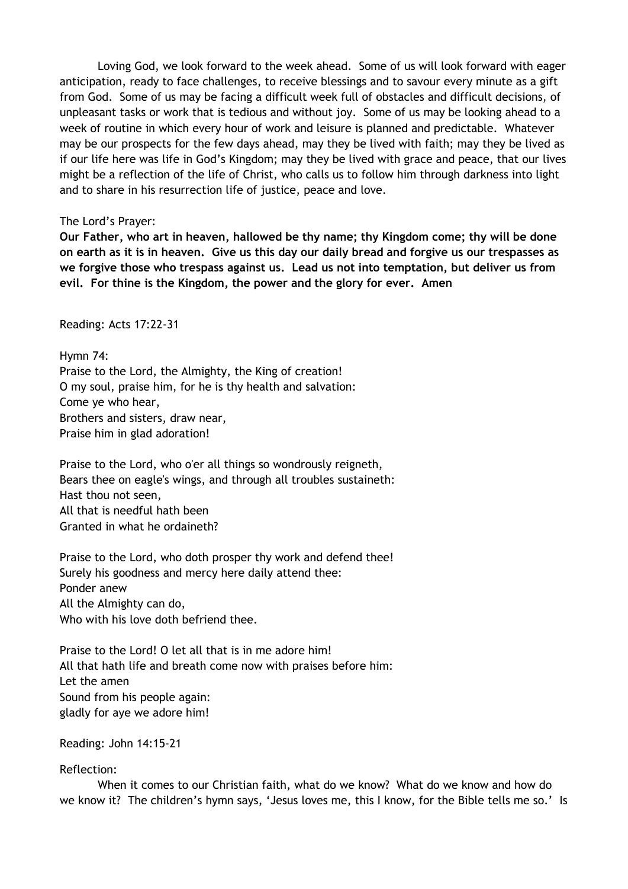Loving God, we look forward to the week ahead. Some of us will look forward with eager anticipation, ready to face challenges, to receive blessings and to savour every minute as a gift from God. Some of us may be facing a difficult week full of obstacles and difficult decisions, of unpleasant tasks or work that is tedious and without joy. Some of us may be looking ahead to a week of routine in which every hour of work and leisure is planned and predictable. Whatever may be our prospects for the few days ahead, may they be lived with faith; may they be lived as if our life here was life in God's Kingdom; may they be lived with grace and peace, that our lives might be a reflection of the life of Christ, who calls us to follow him through darkness into light and to share in his resurrection life of justice, peace and love.

The Lord's Prayer:
**Our Father, who art in heaven, hallowed be thy name; thy Kingdom come; thy will be done on earth as it is in heaven. Give us this day our daily bread and forgive us our trespasses as we forgive those who trespass against us. Lead us not into temptation, but deliver us from evil. For thine is the Kingdom, the power and the glory for ever. Amen**

Reading: Acts 17:22-31

Hymn 74:
Praise to the Lord, the Almighty, the King of creation!
O my soul, praise him, for he is thy health and salvation:
Come ye who hear,
Brothers and sisters, draw near,
Praise him in glad adoration!

Praise to the Lord, who o'er all things so wondrously reigneth,
Bears thee on eagle's wings, and through all troubles sustaineth:
Hast thou not seen,
All that is needful hath been
Granted in what he ordaineth?

Praise to the Lord, who doth prosper thy work and defend thee!
Surely his goodness and mercy here daily attend thee:
Ponder anew
All the Almighty can do,
Who with his love doth befriend thee.

Praise to the Lord! O let all that is in me adore him!
All that hath life and breath come now with praises before him:
Let the amen
Sound from his people again:
gladly for aye we adore him!

Reading: John 14:15-21

Reflection:

When it comes to our Christian faith, what do we know? What do we know and how do we know it? The children's hymn says, 'Jesus loves me, this I know, for the Bible tells me so.' Is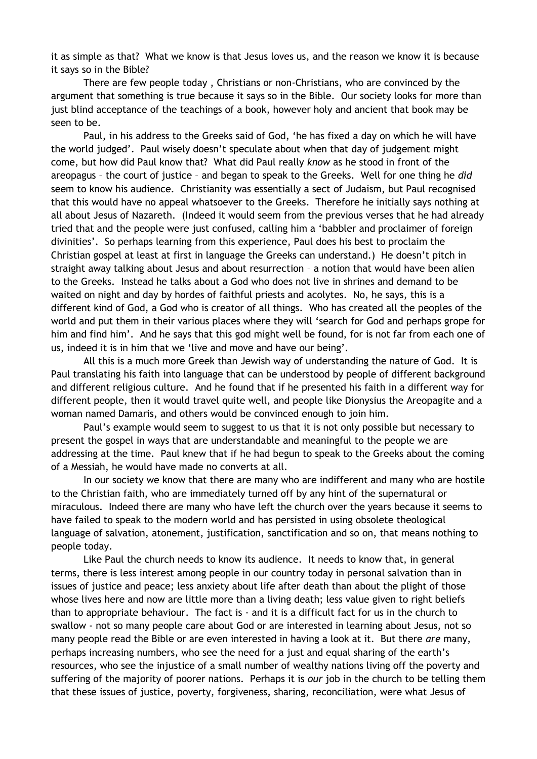it as simple as that? What we know is that Jesus loves us, and the reason we know it is because it says so in the Bible?

There are few people today , Christians or non-Christians, who are convinced by the argument that something is true because it says so in the Bible. Our society looks for more than just blind acceptance of the teachings of a book, however holy and ancient that book may be seen to be.

Paul, in his address to the Greeks said of God, 'he has fixed a day on which he will have the world judged'. Paul wisely doesn't speculate about when that day of judgement might come, but how did Paul know that? What did Paul really *know* as he stood in front of the areopagus – the court of justice – and began to speak to the Greeks. Well for one thing he *did* seem to know his audience. Christianity was essentially a sect of Judaism, but Paul recognised that this would have no appeal whatsoever to the Greeks. Therefore he initially says nothing at all about Jesus of Nazareth. (Indeed it would seem from the previous verses that he had already tried that and the people were just confused, calling him a 'babbler and proclaimer of foreign divinities'. So perhaps learning from this experience, Paul does his best to proclaim the Christian gospel at least at first in language the Greeks can understand.) He doesn't pitch in straight away talking about Jesus and about resurrection – a notion that would have been alien to the Greeks. Instead he talks about a God who does not live in shrines and demand to be waited on night and day by hordes of faithful priests and acolytes. No, he says, this is a different kind of God, a God who is creator of all things. Who has created all the peoples of the world and put them in their various places where they will 'search for God and perhaps grope for him and find him'. And he says that this god might well be found, for is not far from each one of us, indeed it is in him that we 'live and move and have our being'.

All this is a much more Greek than Jewish way of understanding the nature of God. It is Paul translating his faith into language that can be understood by people of different background and different religious culture. And he found that if he presented his faith in a different way for different people, then it would travel quite well, and people like Dionysius the Areopagite and a woman named Damaris, and others would be convinced enough to join him.

Paul's example would seem to suggest to us that it is not only possible but necessary to present the gospel in ways that are understandable and meaningful to the people we are addressing at the time. Paul knew that if he had begun to speak to the Greeks about the coming of a Messiah, he would have made no converts at all.

In our society we know that there are many who are indifferent and many who are hostile to the Christian faith, who are immediately turned off by any hint of the supernatural or miraculous. Indeed there are many who have left the church over the years because it seems to have failed to speak to the modern world and has persisted in using obsolete theological language of salvation, atonement, justification, sanctification and so on, that means nothing to people today.

Like Paul the church needs to know its audience. It needs to know that, in general terms, there is less interest among people in our country today in personal salvation than in issues of justice and peace; less anxiety about life after death than about the plight of those whose lives here and now are little more than a living death; less value given to right beliefs than to appropriate behaviour. The fact is - and it is a difficult fact for us in the church to swallow - not so many people care about God or are interested in learning about Jesus, not so many people read the Bible or are even interested in having a look at it. But there *are* many, perhaps increasing numbers, who see the need for a just and equal sharing of the earth's resources, who see the injustice of a small number of wealthy nations living off the poverty and suffering of the majority of poorer nations. Perhaps it is *our* job in the church to be telling them that these issues of justice, poverty, forgiveness, sharing, reconciliation, were what Jesus of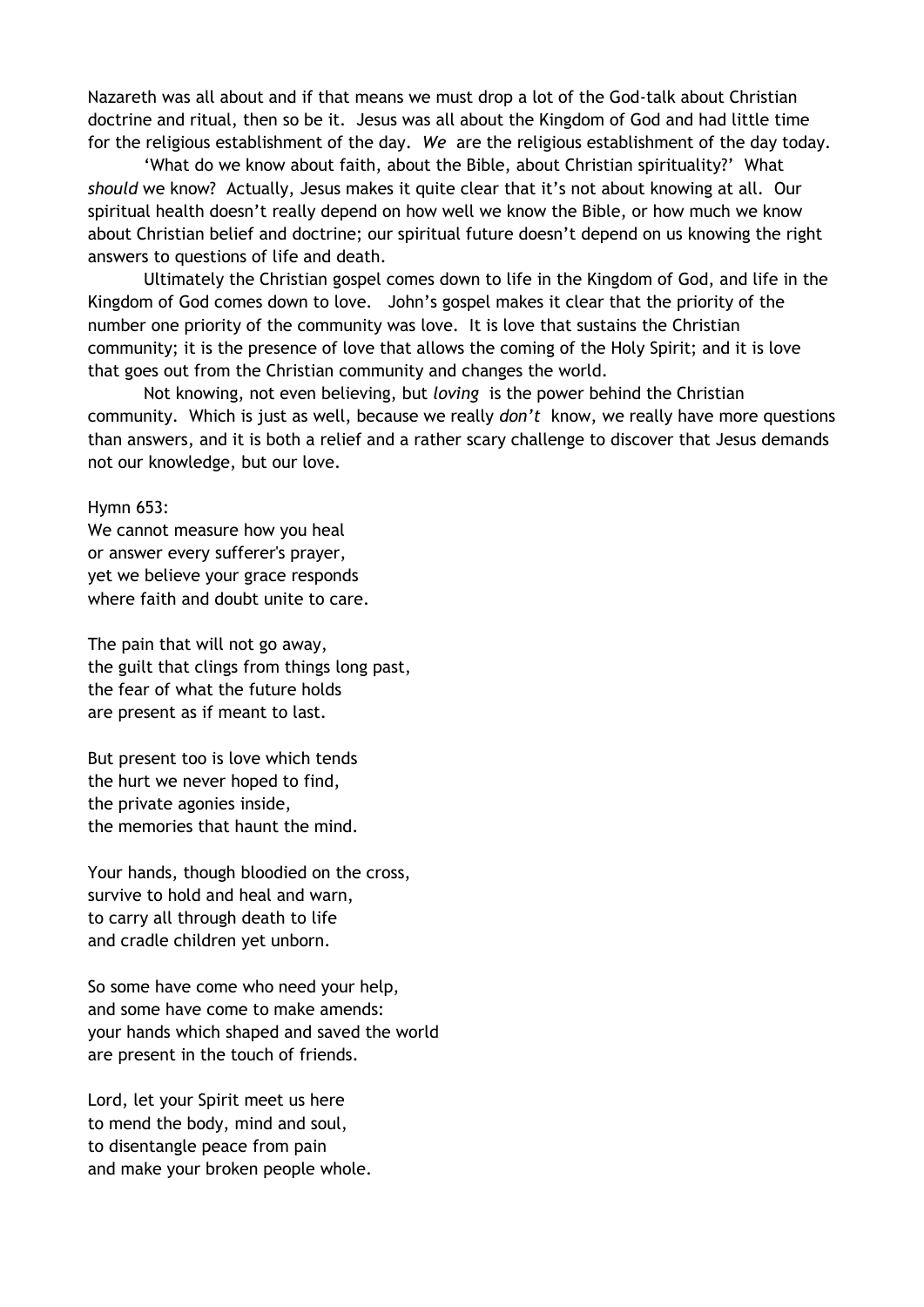Nazareth was all about and if that means we must drop a lot of the God-talk about Christian doctrine and ritual, then so be it. Jesus was all about the Kingdom of God and had little time for the religious establishment of the day. *We* are the religious establishment of the day today.

'What do we know about faith, about the Bible, about Christian spirituality?' What *should* we know? Actually, Jesus makes it quite clear that it's not about knowing at all. Our spiritual health doesn't really depend on how well we know the Bible, or how much we know about Christian belief and doctrine; our spiritual future doesn't depend on us knowing the right answers to questions of life and death.

Ultimately the Christian gospel comes down to life in the Kingdom of God, and life in the Kingdom of God comes down to love. John's gospel makes it clear that the priority of the number one priority of the community was love. It is love that sustains the Christian community; it is the presence of love that allows the coming of the Holy Spirit; and it is love that goes out from the Christian community and changes the world.

Not knowing, not even believing, but *loving* is the power behind the Christian community. Which is just as well, because we really *don't* know, we really have more questions than answers, and it is both a relief and a rather scary challenge to discover that Jesus demands not our knowledge, but our love.

Hymn 653:
We cannot measure how you heal
or answer every sufferer's prayer,
yet we believe your grace responds
where faith and doubt unite to care.

The pain that will not go away,
the guilt that clings from things long past,
the fear of what the future holds
are present as if meant to last.

But present too is love which tends
the hurt we never hoped to find,
the private agonies inside,
the memories that haunt the mind.

Your hands, though bloodied on the cross,
survive to hold and heal and warn,
to carry all through death to life
and cradle children yet unborn.

So some have come who need your help,
and some have come to make amends:
your hands which shaped and saved the world
are present in the touch of friends.

Lord, let your Spirit meet us here
to mend the body, mind and soul,
to disentangle peace from pain
and make your broken people whole.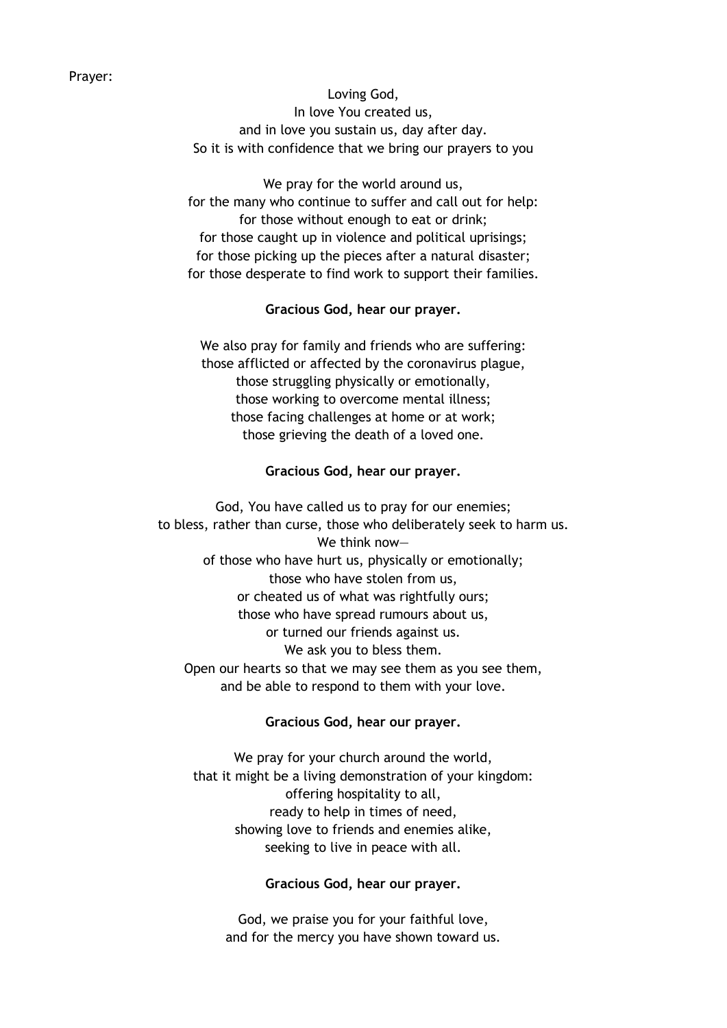Prayer:

Loving God,
In love You created us,
and in love you sustain us, day after day.
So it is with confidence that we bring our prayers to you

We pray for the world around us,
for the many who continue to suffer and call out for help:
for those without enough to eat or drink;
for those caught up in violence and political uprisings;
for those picking up the pieces after a natural disaster;
for those desperate to find work to support their families.

**Gracious God, hear our prayer.**

We also pray for family and friends who are suffering:
those afflicted or affected by the coronavirus plague,
those struggling physically or emotionally,
those working to overcome mental illness;
those facing challenges at home or at work;
those grieving the death of a loved one.

**Gracious God, hear our prayer.**

God, You have called us to pray for our enemies;
to bless, rather than curse, those who deliberately seek to harm us.
We think now—
of those who have hurt us, physically or emotionally;
those who have stolen from us,
or cheated us of what was rightfully ours;
those who have spread rumours about us,
or turned our friends against us.
We ask you to bless them.
Open our hearts so that we may see them as you see them,
and be able to respond to them with your love.

**Gracious God, hear our prayer.**

We pray for your church around the world,
that it might be a living demonstration of your kingdom:
offering hospitality to all,
ready to help in times of need,
showing love to friends and enemies alike,
seeking to live in peace with all.

**Gracious God, hear our prayer.**

God, we praise you for your faithful love,
and for the mercy you have shown toward us.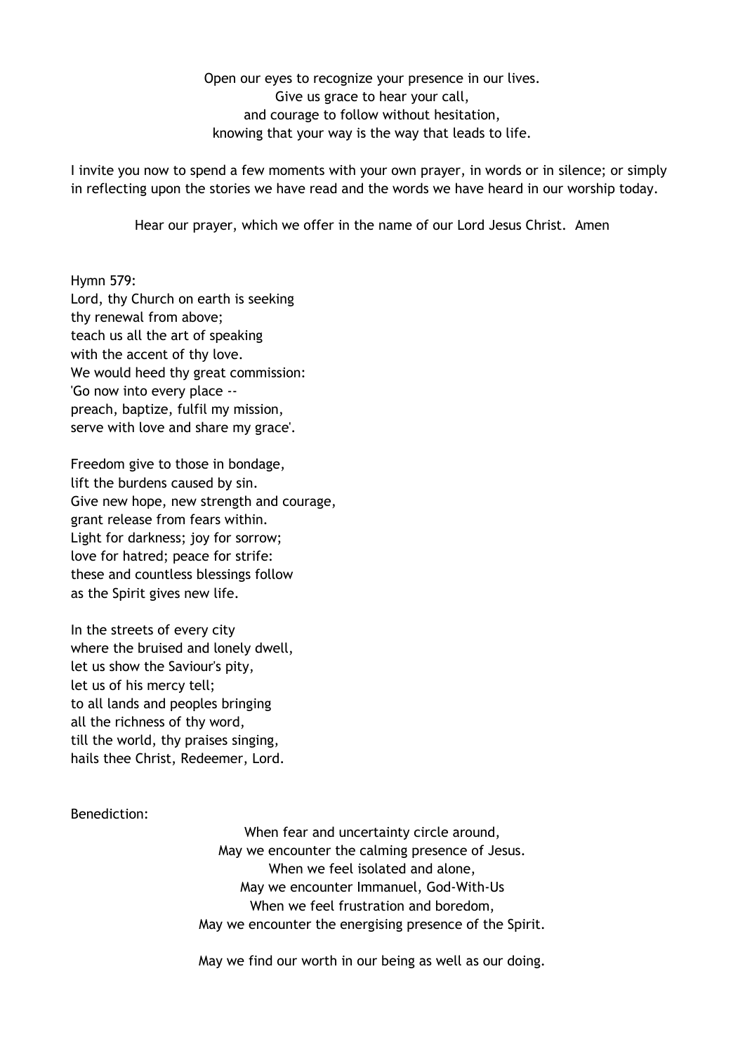Open our eyes to recognize your presence in our lives.  
Give us grace to hear your call,  
and courage to follow without hesitation,  
knowing that your way is the way that leads to life.

I invite you now to spend a few moments with your own prayer, in words or in silence; or simply in reflecting upon the stories we have read and the words we have heard in our worship today.

Hear our prayer, which we offer in the name of our Lord Jesus Christ.  Amen

Hymn 579:  
Lord, thy Church on earth is seeking  
thy renewal from above;  
teach us all the art of speaking  
with the accent of thy love.  
We would heed thy great commission:  
'Go now into every place --  
preach, baptize, fulfil my mission,  
serve with love and share my grace'.

Freedom give to those in bondage,  
lift the burdens caused by sin.  
Give new hope, new strength and courage,  
grant release from fears within.  
Light for darkness; joy for sorrow;  
love for hatred; peace for strife:  
these and countless blessings follow  
as the Spirit gives new life.

In the streets of every city  
where the bruised and lonely dwell,  
let us show the Saviour's pity,  
let us of his mercy tell;  
to all lands and peoples bringing  
all the richness of thy word,  
till the world, thy praises singing,  
hails thee Christ, Redeemer, Lord.

Benediction:

When fear and uncertainty circle around,  
May we encounter the calming presence of Jesus.  
When we feel isolated and alone,  
May we encounter Immanuel, God-With-Us  
When we feel frustration and boredom,  
May we encounter the energising presence of the Spirit.

May we find our worth in our being as well as our doing.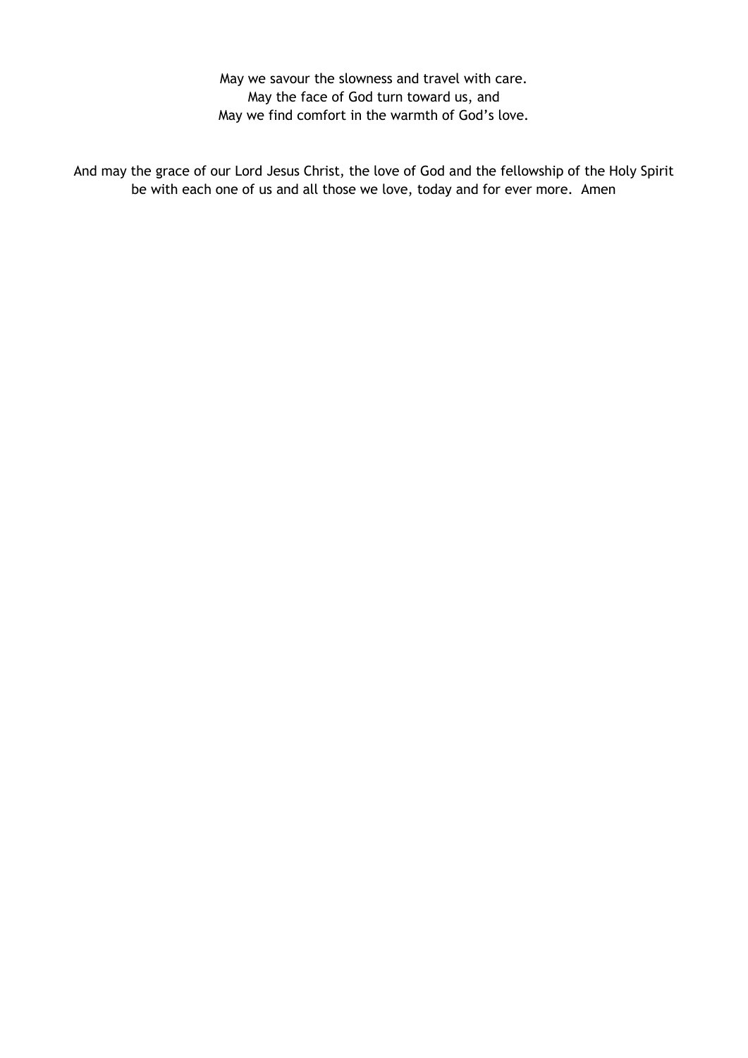May we savour the slowness and travel with care.
May the face of God turn toward us, and
May we find comfort in the warmth of God's love.

And may the grace of our Lord Jesus Christ, the love of God and the fellowship of the Holy Spirit be with each one of us and all those we love, today and for ever more. Amen